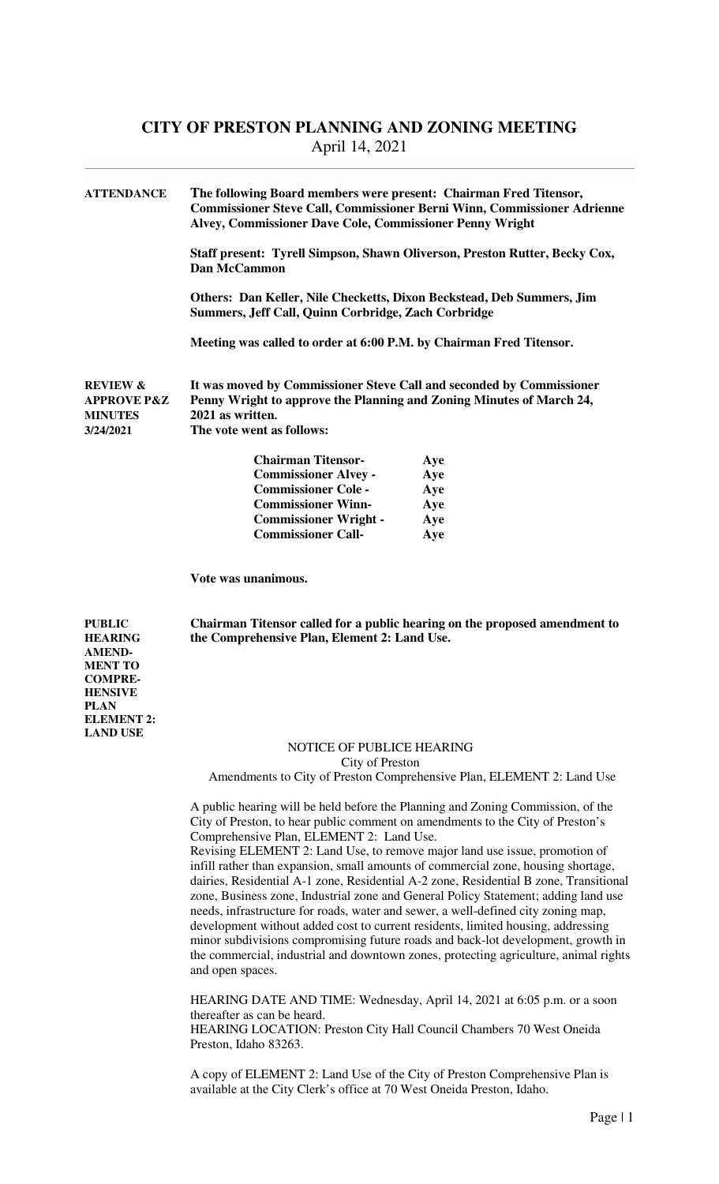# CITY OF PRESTON PLANNING AND ZONING MEETING

April 14, 2021

**ATTENDANCE**

**The following Board members were present: Chairman Fred Titensor, Commissioner Steve Call, Commissioner Berni Winn, Commissioner Adrienne Alvey, Commissioner Dave Cole, Commissioner Penny Wright**

**Staff present: Tyrell Simpson, Shawn Oliverson, Preston Rutter, Becky Cox, Dan McCammon**

**Others: Dan Keller, Nile Checketts, Dixon Beckstead, Deb Summers, Jim Summers, Jeff Call, Quinn Corbridge, Zach Corbridge**

**Meeting was called to order at 6:00 P.M. by Chairman Fred Titensor.**

**REVIEW & APPROVE P&Z MINUTES 3/24/2021**

**It was moved by Commissioner Steve Call and seconded by Commissioner Penny Wright to approve the Planning and Zoning Minutes of March 24, 2021 as written.**

**The vote went as follows:**

| | |
|---|---|
| **Chairman Titensor-** | **Aye** |
| **Commissioner Alvey -** | **Aye** |
| **Commissioner Cole -** | **Aye** |
| **Commissioner Winn-** | **Aye** |
| **Commissioner Wright -** | **Aye** |
| **Commissioner Call-** | **Aye** |

**Vote was unanimous.**

**PUBLIC HEARING AMENDMENT TO COMPREHENSIVE PLAN ELEMENT 2: LAND USE**

**Chairman Titensor called for a public hearing on the proposed amendment to the Comprehensive Plan, Element 2: Land Use.**

NOTICE OF PUBLIC HEARING
City of Preston
Amendments to City of Preston Comprehensive Plan, ELEMENT 2: Land Use

A public hearing will be held before the Planning and Zoning Commission, of the City of Preston, to hear public comment on amendments to the City of Preston's Comprehensive Plan, ELEMENT 2: Land Use.
Revising ELEMENT 2: Land Use, to remove major land use issue, promotion of infill rather than expansion, small amounts of commercial zone, housing shortage, dairies, Residential A-1 zone, Residential A-2 zone, Residential B zone, Transitional zone, Business zone, Industrial zone and General Policy Statement; adding land use needs, infrastructure for roads, water and sewer, a well-defined city zoning map, development without added cost to current residents, limited housing, addressing minor subdivisions compromising future roads and back-lot development, growth in the commercial, industrial and downtown zones, protecting agriculture, animal rights and open spaces.

HEARING DATE AND TIME: Wednesday, April 14, 2021 at 6:05 p.m. or a soon thereafter as can be heard.
HEARING LOCATION: Preston City Hall Council Chambers 70 West Oneida Preston, Idaho 83263.

A copy of ELEMENT 2: Land Use of the City of Preston Comprehensive Plan is available at the City Clerk's office at 70 West Oneida Preston, Idaho.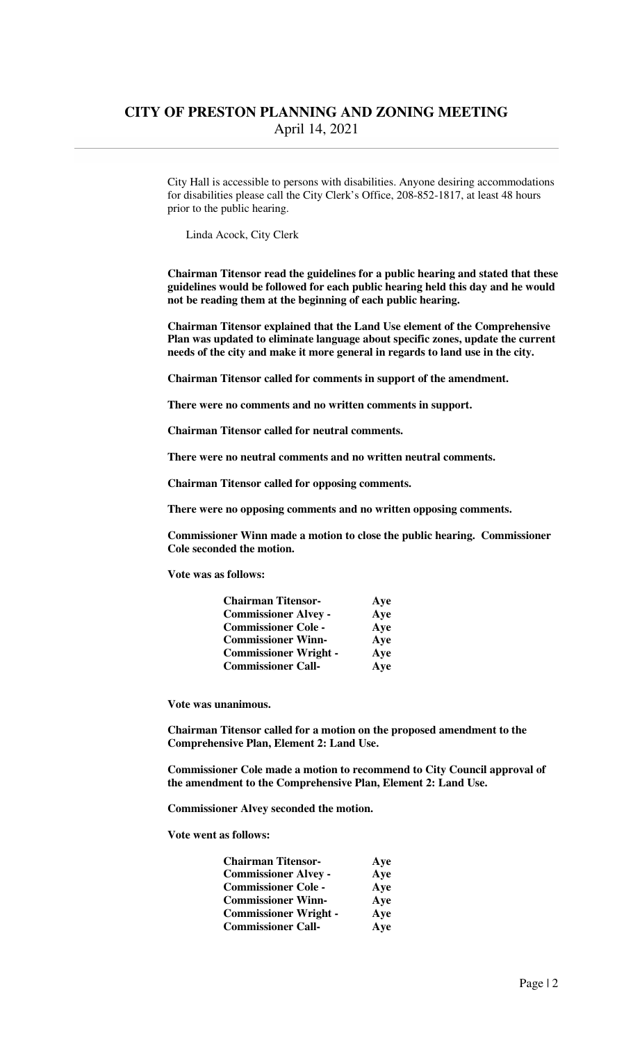City Hall is accessible to persons with disabilities. Anyone desiring accommodations for disabilities please call the City Clerk's Office, 208-852-1817, at least 48 hours prior to the public hearing.

Linda Acock, City Clerk

**Chairman Titensor read the guidelines for a public hearing and stated that these guidelines would be followed for each public hearing held this day and he would not be reading them at the beginning of each public hearing.**

**Chairman Titensor explained that the Land Use element of the Comprehensive Plan was updated to eliminate language about specific zones, update the current needs of the city and make it more general in regards to land use in the city.**

**Chairman Titensor called for comments in support of the amendment.**

**There were no comments and no written comments in support.**

**Chairman Titensor called for neutral comments.**

**There were no neutral comments and no written neutral comments.**

**Chairman Titensor called for opposing comments.**

**There were no opposing comments and no written opposing comments.**

**Commissioner Winn made a motion to close the public hearing. Commissioner Cole seconded the motion.**

**Vote was as follows:**

| | |
|---|---|
| **Chairman Titensor-** | **Aye** |
| **Commissioner Alvey -** | **Aye** |
| **Commissioner Cole -** | **Aye** |
| **Commissioner Winn-** | **Aye** |
| **Commissioner Wright -** | **Aye** |
| **Commissioner Call-** | **Aye** |

**Vote was unanimous.**

**Chairman Titensor called for a motion on the proposed amendment to the Comprehensive Plan, Element 2: Land Use.**

**Commissioner Cole made a motion to recommend to City Council approval of the amendment to the Comprehensive Plan, Element 2: Land Use.**

**Commissioner Alvey seconded the motion.**

**Vote went as follows:**

| | |
|---|---|
| **Chairman Titensor-** | **Aye** |
| **Commissioner Alvey -** | **Aye** |
| **Commissioner Cole -** | **Aye** |
| **Commissioner Winn-** | **Aye** |
| **Commissioner Wright -** | **Aye** |
| **Commissioner Call-** | **Aye** |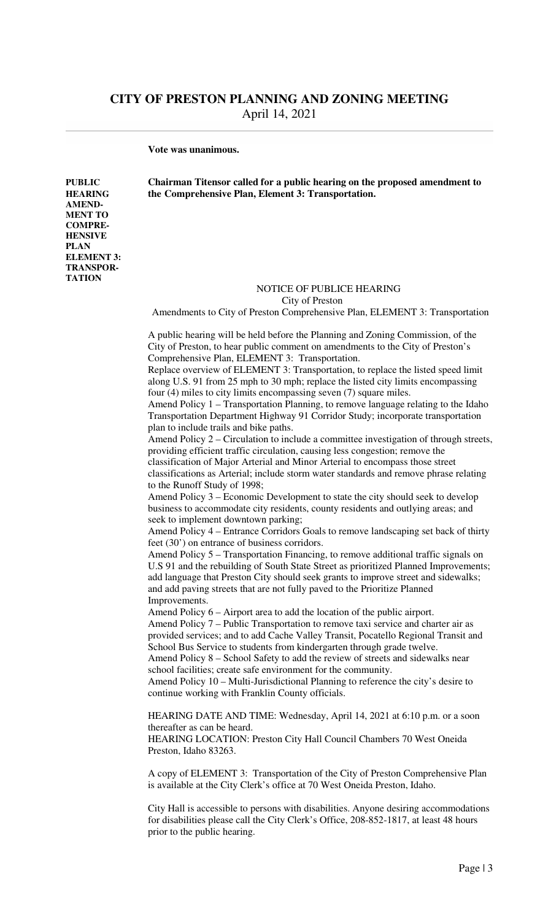**Vote was unanimous.**

**PUBLIC HEARING AMENDMENT TO COMPREHENSIVE PLAN ELEMENT 3: TRANSPORTATION**

**Chairman Titensor called for a public hearing on the proposed amendment to the Comprehensive Plan, Element 3: Transportation.**

NOTICE OF PUBLIC HEARING
City of Preston
Amendments to City of Preston Comprehensive Plan, ELEMENT 3: Transportation

A public hearing will be held before the Planning and Zoning Commission, of the City of Preston, to hear public comment on amendments to the City of Preston's Comprehensive Plan, ELEMENT 3: Transportation.

Replace overview of ELEMENT 3: Transportation, to replace the listed speed limit along U.S. 91 from 25 mph to 30 mph; replace the listed city limits encompassing four (4) miles to city limits encompassing seven (7) square miles.

Amend Policy 1 – Transportation Planning, to remove language relating to the Idaho Transportation Department Highway 91 Corridor Study; incorporate transportation plan to include trails and bike paths.

Amend Policy 2 – Circulation to include a committee investigation of through streets, providing efficient traffic circulation, causing less congestion; remove the classification of Major Arterial and Minor Arterial to encompass those street classifications as Arterial; include storm water standards and remove phrase relating to the Runoff Study of 1998;

Amend Policy 3 – Economic Development to state the city should seek to develop business to accommodate city residents, county residents and outlying areas; and seek to implement downtown parking;

Amend Policy 4 – Entrance Corridors Goals to remove landscaping set back of thirty feet (30') on entrance of business corridors.

Amend Policy 5 – Transportation Financing, to remove additional traffic signals on U.S 91 and the rebuilding of South State Street as prioritized Planned Improvements; add language that Preston City should seek grants to improve street and sidewalks; and add paving streets that are not fully paved to the Prioritize Planned Improvements.

Amend Policy 6 – Airport area to add the location of the public airport.

Amend Policy 7 – Public Transportation to remove taxi service and charter air as provided services; and to add Cache Valley Transit, Pocatello Regional Transit and School Bus Service to students from kindergarten through grade twelve.

Amend Policy 8 – School Safety to add the review of streets and sidewalks near school facilities; create safe environment for the community.

Amend Policy 10 – Multi-Jurisdictional Planning to reference the city's desire to continue working with Franklin County officials.

HEARING DATE AND TIME: Wednesday, April 14, 2021 at 6:10 p.m. or a soon thereafter as can be heard.

HEARING LOCATION: Preston City Hall Council Chambers 70 West Oneida Preston, Idaho 83263.

A copy of ELEMENT 3: Transportation of the City of Preston Comprehensive Plan is available at the City Clerk's office at 70 West Oneida Preston, Idaho.

City Hall is accessible to persons with disabilities. Anyone desiring accommodations for disabilities please call the City Clerk's Office, 208-852-1817, at least 48 hours prior to the public hearing.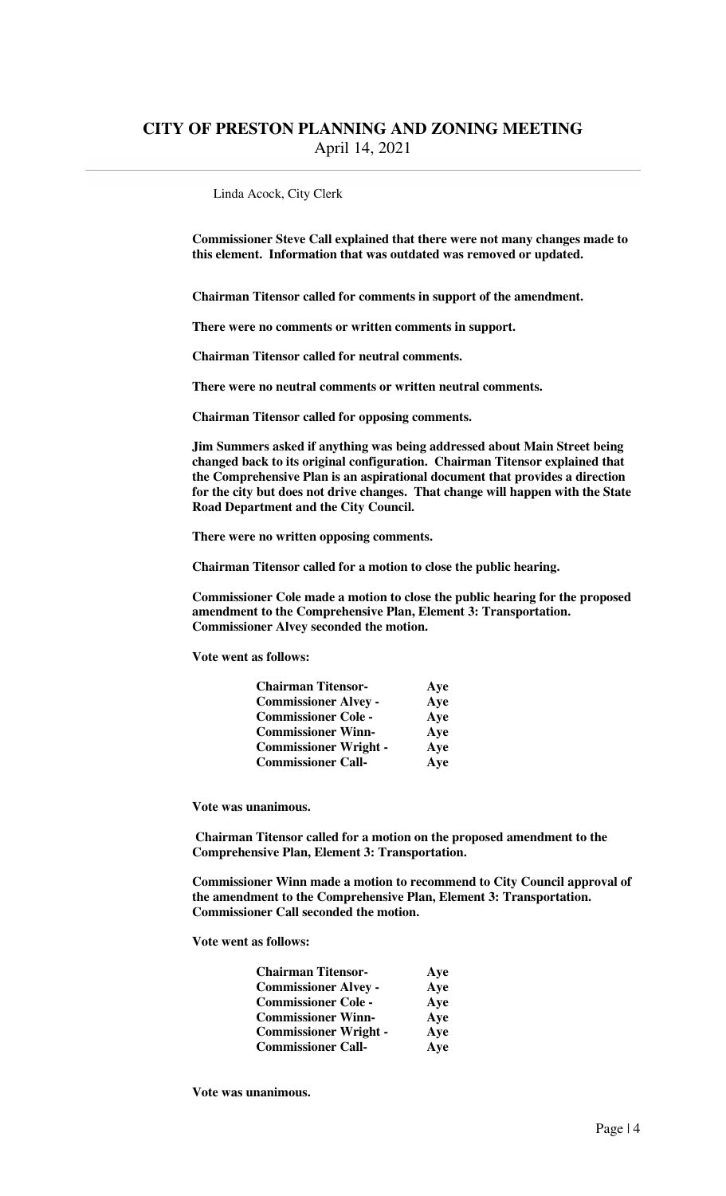Linda Acock, City Clerk

**Commissioner Steve Call explained that there were not many changes made to this element. Information that was outdated was removed or updated.**

**Chairman Titensor called for comments in support of the amendment.**

**There were no comments or written comments in support.**

**Chairman Titensor called for neutral comments.**

**There were no neutral comments or written neutral comments.**

**Chairman Titensor called for opposing comments.**

**Jim Summers asked if anything was being addressed about Main Street being changed back to its original configuration. Chairman Titensor explained that the Comprehensive Plan is an aspirational document that provides a direction for the city but does not drive changes. That change will happen with the State Road Department and the City Council.**

**There were no written opposing comments.**

**Chairman Titensor called for a motion to close the public hearing.**

**Commissioner Cole made a motion to close the public hearing for the proposed amendment to the Comprehensive Plan, Element 3: Transportation. Commissioner Alvey seconded the motion.**

**Vote went as follows:**

| | |
|---|---|
| **Chairman Titensor-** | **Aye** |
| **Commissioner Alvey -** | **Aye** |
| **Commissioner Cole -** | **Aye** |
| **Commissioner Winn-** | **Aye** |
| **Commissioner Wright -** | **Aye** |
| **Commissioner Call-** | **Aye** |

**Vote was unanimous.**

**Chairman Titensor called for a motion on the proposed amendment to the Comprehensive Plan, Element 3: Transportation.**

**Commissioner Winn made a motion to recommend to City Council approval of the amendment to the Comprehensive Plan, Element 3: Transportation. Commissioner Call seconded the motion.**

**Vote went as follows:**

| | |
|---|---|
| **Chairman Titensor-** | **Aye** |
| **Commissioner Alvey -** | **Aye** |
| **Commissioner Cole -** | **Aye** |
| **Commissioner Winn-** | **Aye** |
| **Commissioner Wright -** | **Aye** |
| **Commissioner Call-** | **Aye** |

**Vote was unanimous.**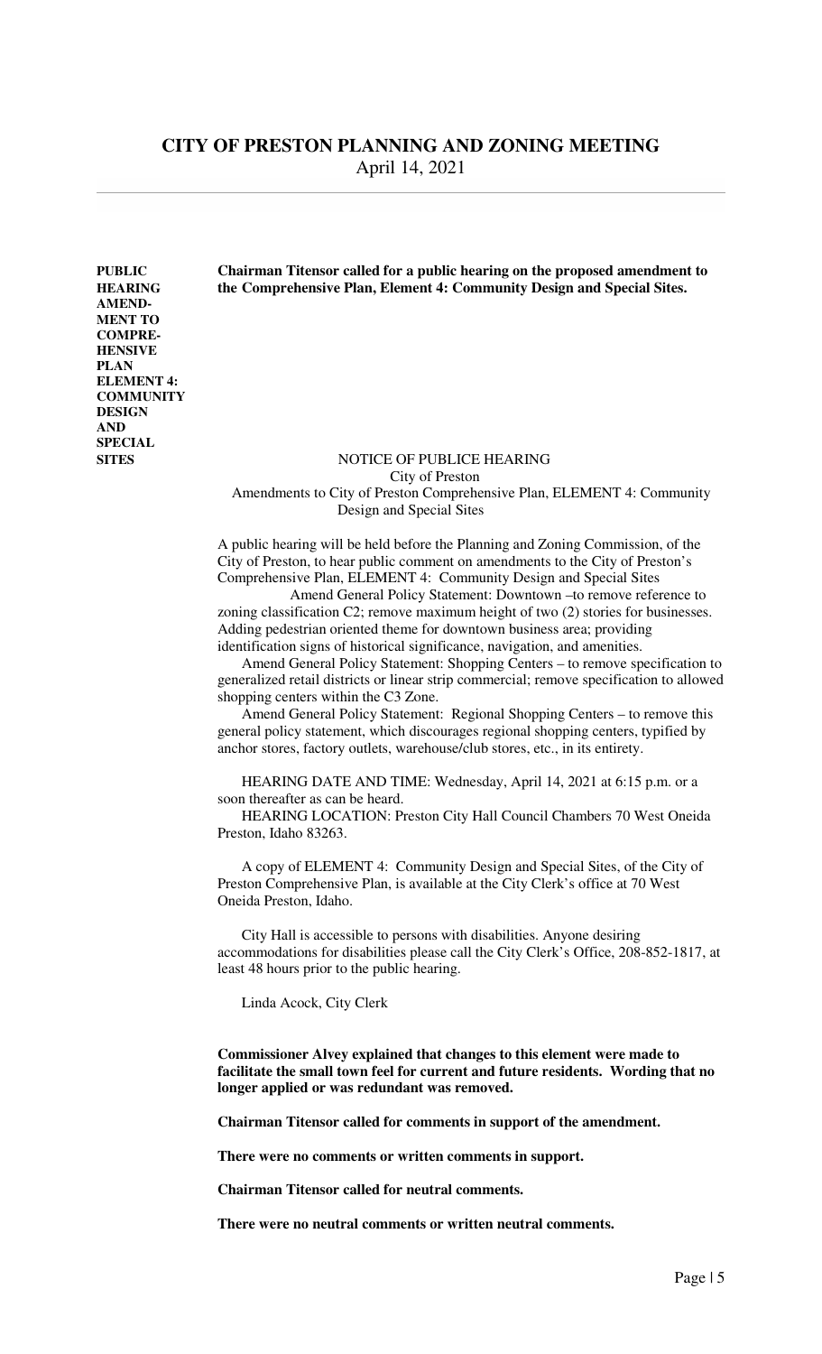**PUBLIC HEARING AMENDMENT TO COMPREHENSIVE PLAN ELEMENT 4: COMMUNITY DESIGN AND SPECIAL SITES**

**Chairman Titensor called for a public hearing on the proposed amendment to the Comprehensive Plan, Element 4: Community Design and Special Sites.**

NOTICE OF PUBLICE HEARING
City of Preston
Amendments to City of Preston Comprehensive Plan, ELEMENT 4: Community Design and Special Sites

A public hearing will be held before the Planning and Zoning Commission, of the City of Preston, to hear public comment on amendments to the City of Preston's Comprehensive Plan, ELEMENT 4: Community Design and Special Sites

Amend General Policy Statement: Downtown –to remove reference to zoning classification C2; remove maximum height of two (2) stories for businesses. Adding pedestrian oriented theme for downtown business area; providing identification signs of historical significance, navigation, and amenities.

Amend General Policy Statement: Shopping Centers – to remove specification to generalized retail districts or linear strip commercial; remove specification to allowed shopping centers within the C3 Zone.

Amend General Policy Statement: Regional Shopping Centers – to remove this general policy statement, which discourages regional shopping centers, typified by anchor stores, factory outlets, warehouse/club stores, etc., in its entirety.

HEARING DATE AND TIME: Wednesday, April 14, 2021 at 6:15 p.m. or a soon thereafter as can be heard.

HEARING LOCATION: Preston City Hall Council Chambers 70 West Oneida Preston, Idaho 83263.

A copy of ELEMENT 4: Community Design and Special Sites, of the City of Preston Comprehensive Plan, is available at the City Clerk's office at 70 West Oneida Preston, Idaho.

City Hall is accessible to persons with disabilities. Anyone desiring accommodations for disabilities please call the City Clerk's Office, 208-852-1817, at least 48 hours prior to the public hearing.

Linda Acock, City Clerk

**Commissioner Alvey explained that changes to this element were made to facilitate the small town feel for current and future residents. Wording that no longer applied or was redundant was removed.**

**Chairman Titensor called for comments in support of the amendment.**

**There were no comments or written comments in support.**

**Chairman Titensor called for neutral comments.**

**There were no neutral comments or written neutral comments.**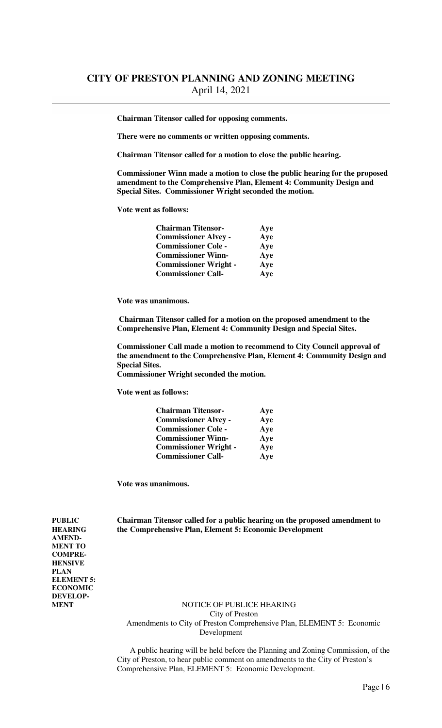**Chairman Titensor called for opposing comments.**

**There were no comments or written opposing comments.**

**Chairman Titensor called for a motion to close the public hearing.**

**Commissioner Winn made a motion to close the public hearing for the proposed amendment to the Comprehensive Plan, Element 4: Community Design and Special Sites. Commissioner Wright seconded the motion.**

**Vote went as follows:**

| | |
|---|---|
| **Chairman Titensor-** | **Aye** |
| **Commissioner Alvey -** | **Aye** |
| **Commissioner Cole -** | **Aye** |
| **Commissioner Winn-** | **Aye** |
| **Commissioner Wright -** | **Aye** |
| **Commissioner Call-** | **Aye** |

**Vote was unanimous.**

**Chairman Titensor called for a motion on the proposed amendment to the Comprehensive Plan, Element 4: Community Design and Special Sites.**

**Commissioner Call made a motion to recommend to City Council approval of the amendment to the Comprehensive Plan, Element 4: Community Design and Special Sites.**
**Commissioner Wright seconded the motion.**

**Vote went as follows:**

| | |
|---|---|
| **Chairman Titensor-** | **Aye** |
| **Commissioner Alvey -** | **Aye** |
| **Commissioner Cole -** | **Aye** |
| **Commissioner Winn-** | **Aye** |
| **Commissioner Wright -** | **Aye** |
| **Commissioner Call-** | **Aye** |

**Vote was unanimous.**

**PUBLIC HEARING AMENDMENT TO COMPREHENSIVE PLAN ELEMENT 5: ECONOMIC DEVELOPMENT**

**Chairman Titensor called for a public hearing on the proposed amendment to the Comprehensive Plan, Element 5: Economic Development**

NOTICE OF PUBLICE HEARING
City of Preston
Amendments to City of Preston Comprehensive Plan, ELEMENT 5: Economic Development

A public hearing will be held before the Planning and Zoning Commission, of the City of Preston, to hear public comment on amendments to the City of Preston's Comprehensive Plan, ELEMENT 5: Economic Development.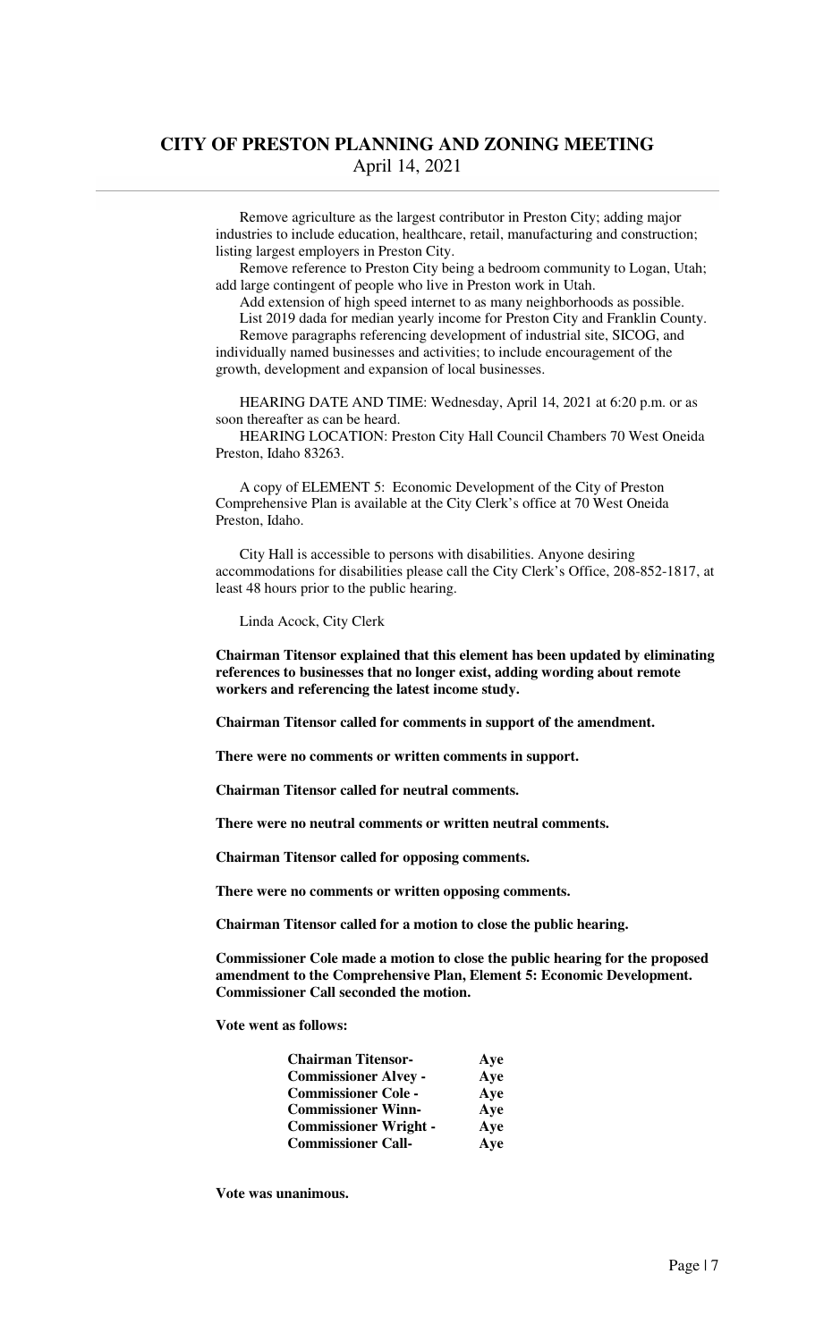Remove agriculture as the largest contributor in Preston City; adding major industries to include education, healthcare, retail, manufacturing and construction; listing largest employers in Preston City.

Remove reference to Preston City being a bedroom community to Logan, Utah; add large contingent of people who live in Preston work in Utah.

Add extension of high speed internet to as many neighborhoods as possible.

List 2019 dada for median yearly income for Preston City and Franklin County.

Remove paragraphs referencing development of industrial site, SICOG, and individually named businesses and activities; to include encouragement of the growth, development and expansion of local businesses.

HEARING DATE AND TIME: Wednesday, April 14, 2021 at 6:20 p.m. or as soon thereafter as can be heard.

HEARING LOCATION: Preston City Hall Council Chambers 70 West Oneida Preston, Idaho 83263.

A copy of ELEMENT 5: Economic Development of the City of Preston Comprehensive Plan is available at the City Clerk's office at 70 West Oneida Preston, Idaho.

City Hall is accessible to persons with disabilities. Anyone desiring accommodations for disabilities please call the City Clerk's Office, 208-852-1817, at least 48 hours prior to the public hearing.

Linda Acock, City Clerk

**Chairman Titensor explained that this element has been updated by eliminating references to businesses that no longer exist, adding wording about remote workers and referencing the latest income study.**

**Chairman Titensor called for comments in support of the amendment.**

**There were no comments or written comments in support.**

**Chairman Titensor called for neutral comments.**

**There were no neutral comments or written neutral comments.**

**Chairman Titensor called for opposing comments.**

**There were no comments or written opposing comments.**

**Chairman Titensor called for a motion to close the public hearing.**

**Commissioner Cole made a motion to close the public hearing for the proposed amendment to the Comprehensive Plan, Element 5: Economic Development. Commissioner Call seconded the motion.**

**Vote went as follows:**

| | |
|---|---|
| **Chairman Titensor-** | **Aye** |
| **Commissioner Alvey -** | **Aye** |
| **Commissioner Cole -** | **Aye** |
| **Commissioner Winn-** | **Aye** |
| **Commissioner Wright -** | **Aye** |
| **Commissioner Call-** | **Aye** |

**Vote was unanimous.**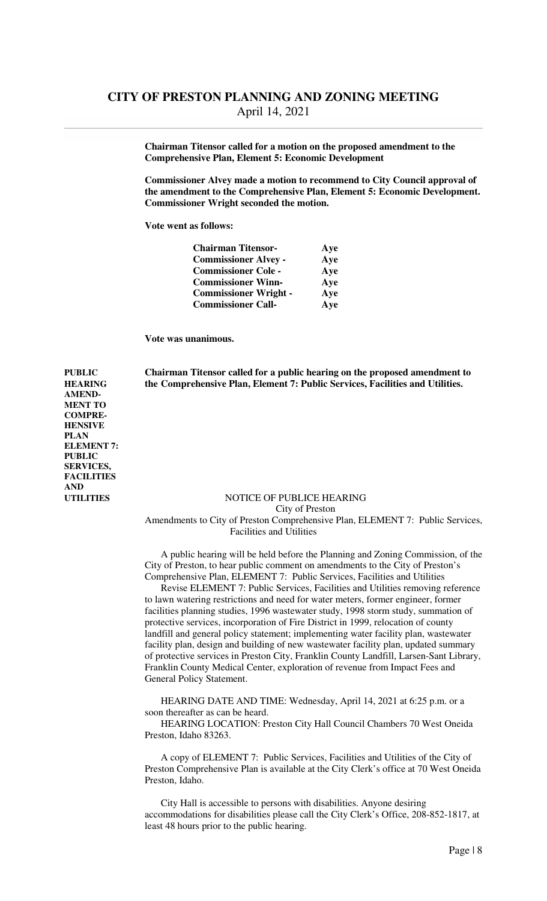**Chairman Titensor called for a motion on the proposed amendment to the Comprehensive Plan, Element 5: Economic Development**

**Commissioner Alvey made a motion to recommend to City Council approval of the amendment to the Comprehensive Plan, Element 5: Economic Development. Commissioner Wright seconded the motion.**

**Vote went as follows:**

| | |
|---|---|
| **Chairman Titensor-** | **Aye** |
| **Commissioner Alvey -** | **Aye** |
| **Commissioner Cole -** | **Aye** |
| **Commissioner Winn-** | **Aye** |
| **Commissioner Wright -** | **Aye** |
| **Commissioner Call-** | **Aye** |

**Vote was unanimous.**

**PUBLIC HEARING AMENDMENT TO COMPREHENSIVE PLAN ELEMENT 7: PUBLIC SERVICES, FACILITIES AND UTILITIES**

**Chairman Titensor called for a public hearing on the proposed amendment to the Comprehensive Plan, Element 7: Public Services, Facilities and Utilities.**

NOTICE OF PUBLICE HEARING
City of Preston
Amendments to City of Preston Comprehensive Plan, ELEMENT 7: Public Services, Facilities and Utilities

A public hearing will be held before the Planning and Zoning Commission, of the City of Preston, to hear public comment on amendments to the City of Preston's Comprehensive Plan, ELEMENT 7: Public Services, Facilities and Utilities

Revise ELEMENT 7: Public Services, Facilities and Utilities removing reference to lawn watering restrictions and need for water meters, former engineer, former facilities planning studies, 1996 wastewater study, 1998 storm study, summation of protective services, incorporation of Fire District in 1999, relocation of county landfill and general policy statement; implementing water facility plan, wastewater facility plan, design and building of new wastewater facility plan, updated summary of protective services in Preston City, Franklin County Landfill, Larsen-Sant Library, Franklin County Medical Center, exploration of revenue from Impact Fees and General Policy Statement.

HEARING DATE AND TIME: Wednesday, April 14, 2021 at 6:25 p.m. or a soon thereafter as can be heard.

HEARING LOCATION: Preston City Hall Council Chambers 70 West Oneida Preston, Idaho 83263.

A copy of ELEMENT 7: Public Services, Facilities and Utilities of the City of Preston Comprehensive Plan is available at the City Clerk's office at 70 West Oneida Preston, Idaho.

City Hall is accessible to persons with disabilities. Anyone desiring accommodations for disabilities please call the City Clerk's Office, 208-852-1817, at least 48 hours prior to the public hearing.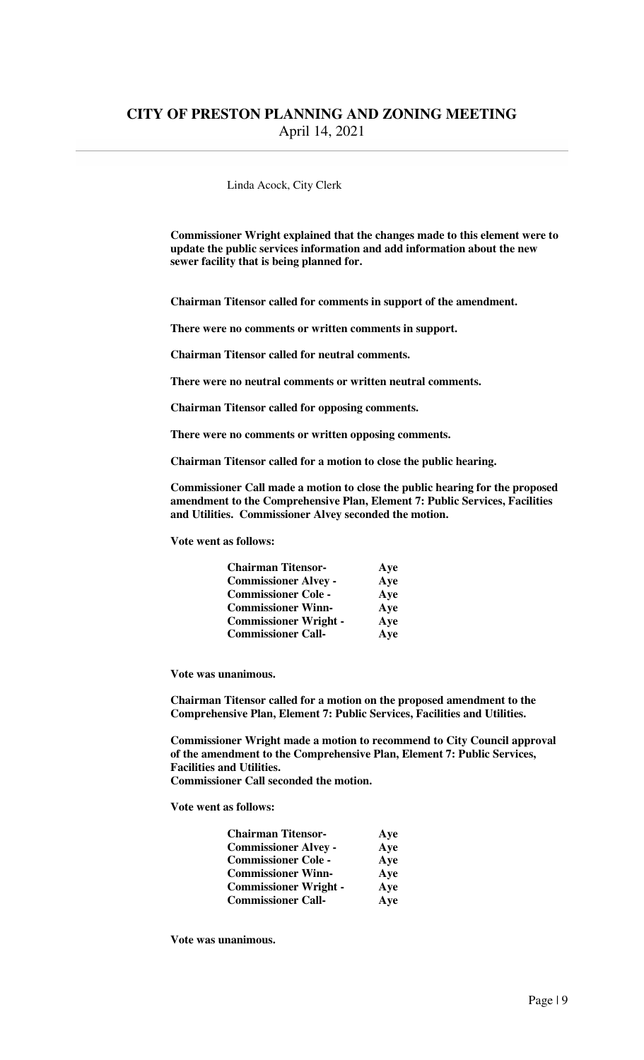Linda Acock, City Clerk

**Commissioner Wright explained that the changes made to this element were to update the public services information and add information about the new sewer facility that is being planned for.**

**Chairman Titensor called for comments in support of the amendment.**

**There were no comments or written comments in support.**

**Chairman Titensor called for neutral comments.**

**There were no neutral comments or written neutral comments.**

**Chairman Titensor called for opposing comments.**

**There were no comments or written opposing comments.**

**Chairman Titensor called for a motion to close the public hearing.**

**Commissioner Call made a motion to close the public hearing for the proposed amendment to the Comprehensive Plan, Element 7: Public Services, Facilities and Utilities. Commissioner Alvey seconded the motion.**

**Vote went as follows:**

| | |
|---|---|
| **Chairman Titensor-** | **Aye** |
| **Commissioner Alvey -** | **Aye** |
| **Commissioner Cole -** | **Aye** |
| **Commissioner Winn-** | **Aye** |
| **Commissioner Wright -** | **Aye** |
| **Commissioner Call-** | **Aye** |

**Vote was unanimous.**

**Chairman Titensor called for a motion on the proposed amendment to the Comprehensive Plan, Element 7: Public Services, Facilities and Utilities.**

**Commissioner Wright made a motion to recommend to City Council approval of the amendment to the Comprehensive Plan, Element 7: Public Services, Facilities and Utilities.**
**Commissioner Call seconded the motion.**

**Vote went as follows:**

| | |
|---|---|
| **Chairman Titensor-** | **Aye** |
| **Commissioner Alvey -** | **Aye** |
| **Commissioner Cole -** | **Aye** |
| **Commissioner Winn-** | **Aye** |
| **Commissioner Wright -** | **Aye** |
| **Commissioner Call-** | **Aye** |

**Vote was unanimous.**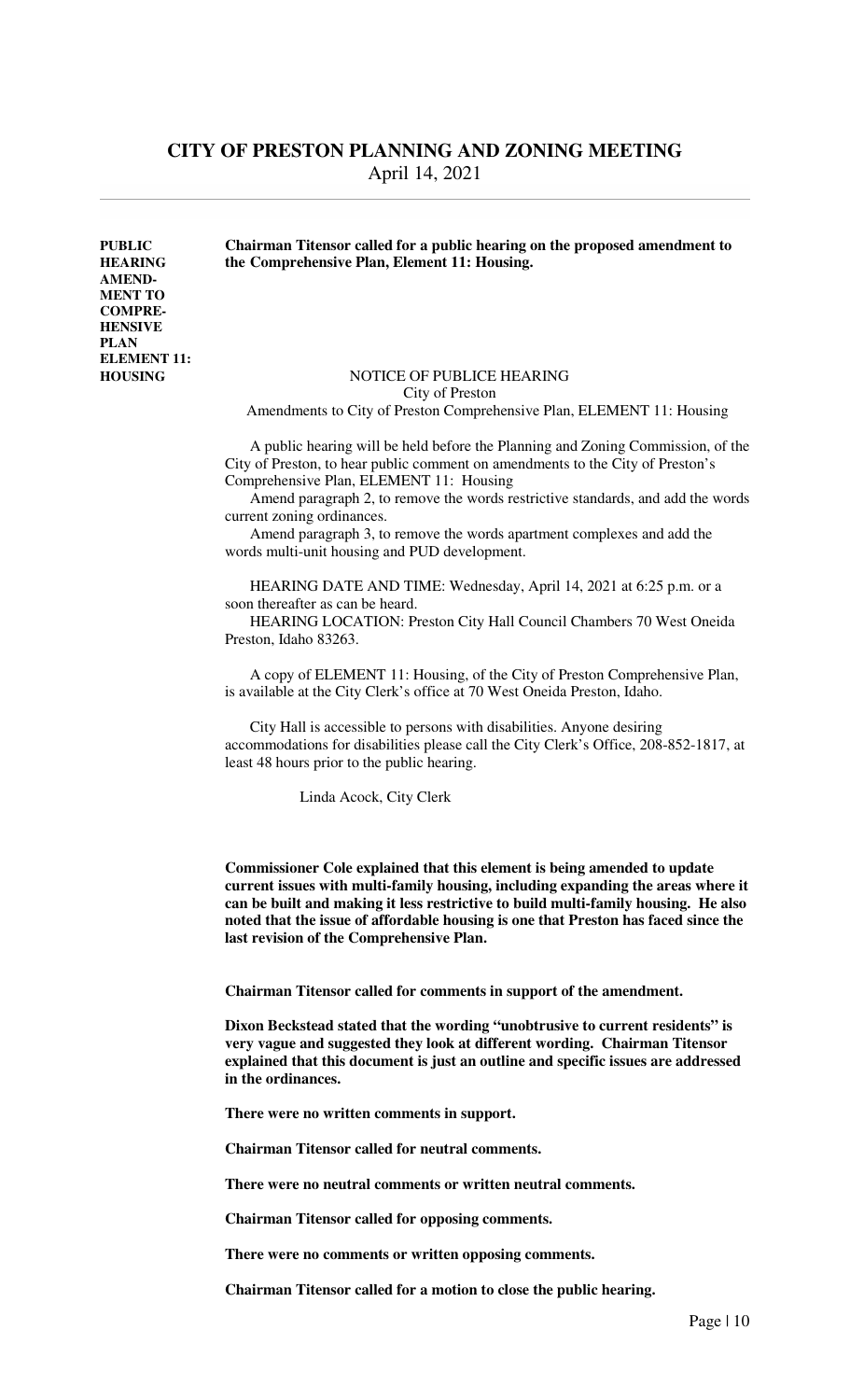**PUBLIC HEARING AMENDMENT TO COMPREHENSIVE PLAN ELEMENT 11: HOUSING**

**Chairman Titensor called for a public hearing on the proposed amendment to the Comprehensive Plan, Element 11: Housing.**

NOTICE OF PUBLIC HEARING
City of Preston
Amendments to City of Preston Comprehensive Plan, ELEMENT 11: Housing

A public hearing will be held before the Planning and Zoning Commission, of the City of Preston, to hear public comment on amendments to the City of Preston's Comprehensive Plan, ELEMENT 11: Housing

Amend paragraph 2, to remove the words restrictive standards, and add the words current zoning ordinances.

Amend paragraph 3, to remove the words apartment complexes and add the words multi-unit housing and PUD development.

HEARING DATE AND TIME: Wednesday, April 14, 2021 at 6:25 p.m. or a soon thereafter as can be heard.

HEARING LOCATION: Preston City Hall Council Chambers 70 West Oneida Preston, Idaho 83263.

A copy of ELEMENT 11: Housing, of the City of Preston Comprehensive Plan, is available at the City Clerk's office at 70 West Oneida Preston, Idaho.

City Hall is accessible to persons with disabilities. Anyone desiring accommodations for disabilities please call the City Clerk's Office, 208-852-1817, at least 48 hours prior to the public hearing.

Linda Acock, City Clerk

**Commissioner Cole explained that this element is being amended to update current issues with multi-family housing, including expanding the areas where it can be built and making it less restrictive to build multi-family housing. He also noted that the issue of affordable housing is one that Preston has faced since the last revision of the Comprehensive Plan.**

**Chairman Titensor called for comments in support of the amendment.**

**Dixon Beckstead stated that the wording "unobtrusive to current residents" is very vague and suggested they look at different wording. Chairman Titensor explained that this document is just an outline and specific issues are addressed in the ordinances.**

**There were no written comments in support.**

**Chairman Titensor called for neutral comments.**

**There were no neutral comments or written neutral comments.**

**Chairman Titensor called for opposing comments.**

**There were no comments or written opposing comments.**

**Chairman Titensor called for a motion to close the public hearing.**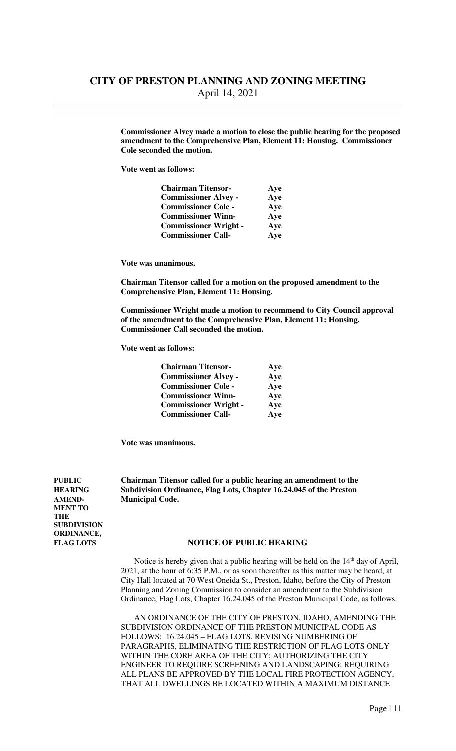**Commissioner Alvey made a motion to close the public hearing for the proposed amendment to the Comprehensive Plan, Element 11: Housing. Commissioner Cole seconded the motion.**

**Vote went as follows:**

| | |
|---|---|
| **Chairman Titensor-** | **Aye** |
| **Commissioner Alvey -** | **Aye** |
| **Commissioner Cole -** | **Aye** |
| **Commissioner Winn-** | **Aye** |
| **Commissioner Wright -** | **Aye** |
| **Commissioner Call-** | **Aye** |

**Vote was unanimous.**

**Chairman Titensor called for a motion on the proposed amendment to the Comprehensive Plan, Element 11: Housing.**

**Commissioner Wright made a motion to recommend to City Council approval of the amendment to the Comprehensive Plan, Element 11: Housing. Commissioner Call seconded the motion.**

**Vote went as follows:**

| | |
|---|---|
| **Chairman Titensor-** | **Aye** |
| **Commissioner Alvey -** | **Aye** |
| **Commissioner Cole -** | **Aye** |
| **Commissioner Winn-** | **Aye** |
| **Commissioner Wright -** | **Aye** |
| **Commissioner Call-** | **Aye** |

**Vote was unanimous.**

**PUBLIC HEARING AMENDMENT TO THE SUBDIVISION ORDINANCE, FLAG LOTS**

**Chairman Titensor called for a public hearing an amendment to the Subdivision Ordinance, Flag Lots, Chapter 16.24.045 of the Preston Municipal Code.**

**NOTICE OF PUBLIC HEARING**

Notice is hereby given that a public hearing will be held on the 14th day of April, 2021, at the hour of 6:35 P.M., or as soon thereafter as this matter may be heard, at City Hall located at 70 West Oneida St., Preston, Idaho, before the City of Preston Planning and Zoning Commission to consider an amendment to the Subdivision Ordinance, Flag Lots, Chapter 16.24.045 of the Preston Municipal Code, as follows:

AN ORDINANCE OF THE CITY OF PRESTON, IDAHO, AMENDING THE SUBDIVISION ORDINANCE OF THE PRESTON MUNICIPAL CODE AS FOLLOWS: 16.24.045 – FLAG LOTS, REVISING NUMBERING OF PARAGRAPHS, ELIMINATING THE RESTRICTION OF FLAG LOTS ONLY WITHIN THE CORE AREA OF THE CITY; AUTHORIZING THE CITY ENGINEER TO REQUIRE SCREENING AND LANDSCAPING; REQUIRING ALL PLANS BE APPROVED BY THE LOCAL FIRE PROTECTION AGENCY, THAT ALL DWELLINGS BE LOCATED WITHIN A MAXIMUM DISTANCE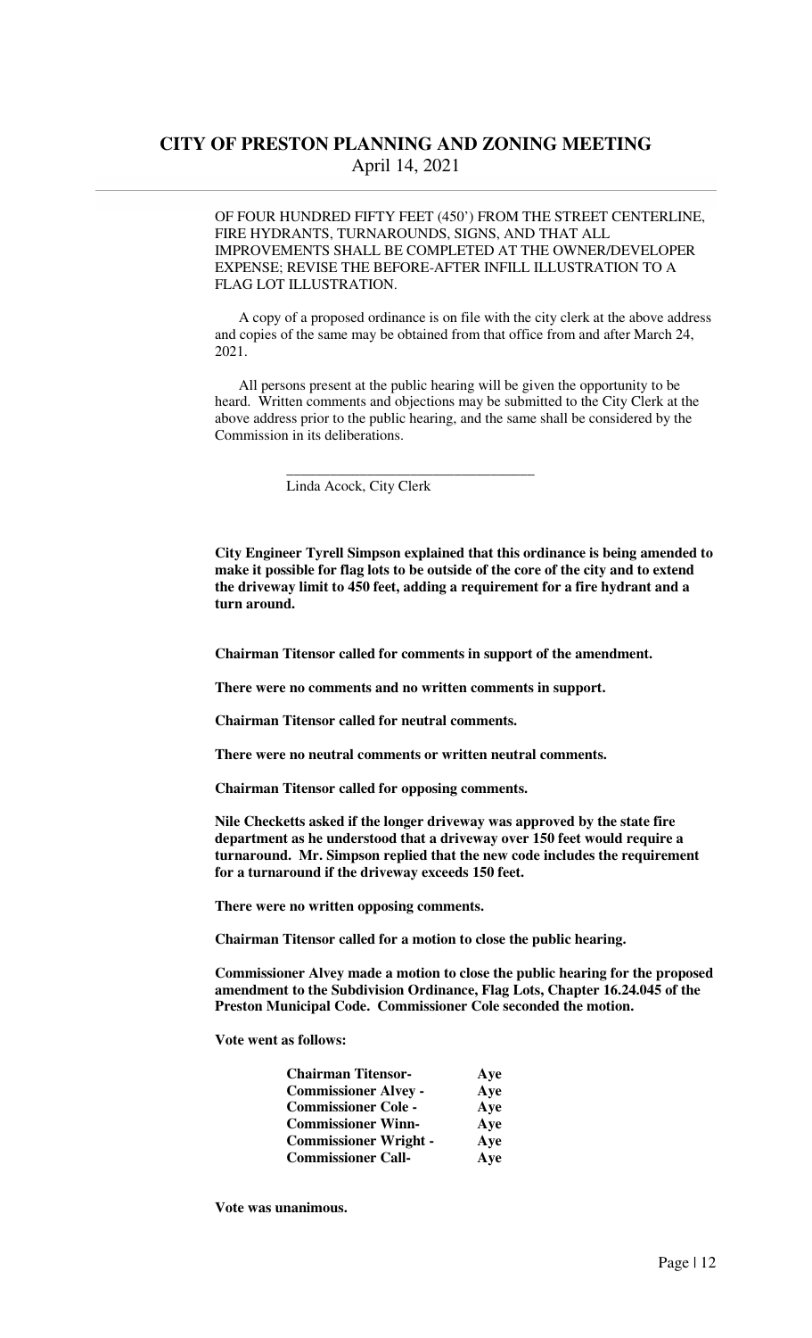OF FOUR HUNDRED FIFTY FEET (450') FROM THE STREET CENTERLINE, FIRE HYDRANTS, TURNAROUNDS, SIGNS, AND THAT ALL IMPROVEMENTS SHALL BE COMPLETED AT THE OWNER/DEVELOPER EXPENSE; REVISE THE BEFORE-AFTER INFILL ILLUSTRATION TO A FLAG LOT ILLUSTRATION.

A copy of a proposed ordinance is on file with the city clerk at the above address and copies of the same may be obtained from that office from and after March 24, 2021.

All persons present at the public hearing will be given the opportunity to be heard. Written comments and objections may be submitted to the City Clerk at the above address prior to the public hearing, and the same shall be considered by the Commission in its deliberations.

\_\_\_\_\_\_\_\_\_\_\_\_\_\_\_\_\_\_\_\_\_\_\_\_\_\_\_\_\_\_\_\_\_\_
Linda Acock, City Clerk

**City Engineer Tyrell Simpson explained that this ordinance is being amended to make it possible for flag lots to be outside of the core of the city and to extend the driveway limit to 450 feet, adding a requirement for a fire hydrant and a turn around.**

**Chairman Titensor called for comments in support of the amendment.**

**There were no comments and no written comments in support.**

**Chairman Titensor called for neutral comments.**

**There were no neutral comments or written neutral comments.**

**Chairman Titensor called for opposing comments.**

**Nile Checketts asked if the longer driveway was approved by the state fire department as he understood that a driveway over 150 feet would require a turnaround. Mr. Simpson replied that the new code includes the requirement for a turnaround if the driveway exceeds 150 feet.**

**There were no written opposing comments.**

**Chairman Titensor called for a motion to close the public hearing.**

**Commissioner Alvey made a motion to close the public hearing for the proposed amendment to the Subdivision Ordinance, Flag Lots, Chapter 16.24.045 of the Preston Municipal Code. Commissioner Cole seconded the motion.**

**Vote went as follows:**

| | |
|---|---|
| **Chairman Titensor-** | **Aye** |
| **Commissioner Alvey -** | **Aye** |
| **Commissioner Cole -** | **Aye** |
| **Commissioner Winn-** | **Aye** |
| **Commissioner Wright -** | **Aye** |
| **Commissioner Call-** | **Aye** |

**Vote was unanimous.**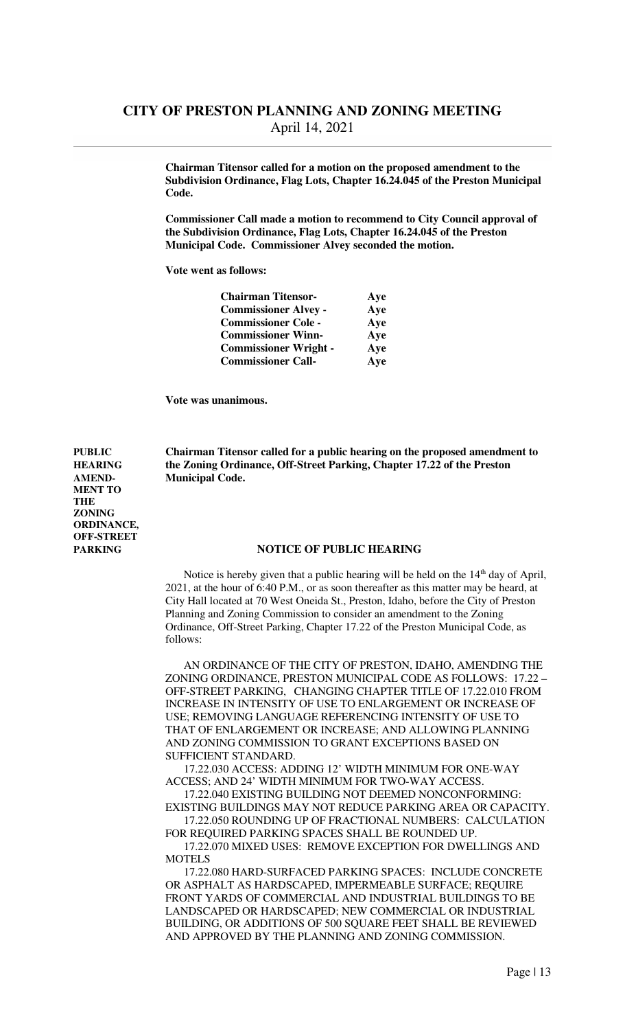**Chairman Titensor called for a motion on the proposed amendment to the Subdivision Ordinance, Flag Lots, Chapter 16.24.045 of the Preston Municipal Code.**

**Commissioner Call made a motion to recommend to City Council approval of the Subdivision Ordinance, Flag Lots, Chapter 16.24.045 of the Preston Municipal Code. Commissioner Alvey seconded the motion.**

**Vote went as follows:**

| | |
|---|---|
| **Chairman Titensor-** | **Aye** |
| **Commissioner Alvey -** | **Aye** |
| **Commissioner Cole -** | **Aye** |
| **Commissioner Winn-** | **Aye** |
| **Commissioner Wright -** | **Aye** |
| **Commissioner Call-** | **Aye** |

**Vote was unanimous.**

**PUBLIC HEARING AMENDMENT TO THE ZONING ORDINANCE, OFF-STREET PARKING**

**Chairman Titensor called for a public hearing on the proposed amendment to the Zoning Ordinance, Off-Street Parking, Chapter 17.22 of the Preston Municipal Code.**

**NOTICE OF PUBLIC HEARING**

Notice is hereby given that a public hearing will be held on the 14th day of April, 2021, at the hour of 6:40 P.M., or as soon thereafter as this matter may be heard, at City Hall located at 70 West Oneida St., Preston, Idaho, before the City of Preston Planning and Zoning Commission to consider an amendment to the Zoning Ordinance, Off-Street Parking, Chapter 17.22 of the Preston Municipal Code, as follows:

AN ORDINANCE OF THE CITY OF PRESTON, IDAHO, AMENDING THE ZONING ORDINANCE, PRESTON MUNICIPAL CODE AS FOLLOWS: 17.22 – OFF-STREET PARKING, CHANGING CHAPTER TITLE OF 17.22.010 FROM INCREASE IN INTENSITY OF USE TO ENLARGEMENT OR INCREASE OF USE; REMOVING LANGUAGE REFERENCING INTENSITY OF USE TO THAT OF ENLARGEMENT OR INCREASE; AND ALLOWING PLANNING AND ZONING COMMISSION TO GRANT EXCEPTIONS BASED ON SUFFICIENT STANDARD.

17.22.030 ACCESS: ADDING 12' WIDTH MINIMUM FOR ONE-WAY ACCESS; AND 24' WIDTH MINIMUM FOR TWO-WAY ACCESS.

17.22.040 EXISTING BUILDING NOT DEEMED NONCONFORMING: EXISTING BUILDINGS MAY NOT REDUCE PARKING AREA OR CAPACITY.

17.22.050 ROUNDING UP OF FRACTIONAL NUMBERS: CALCULATION FOR REQUIRED PARKING SPACES SHALL BE ROUNDED UP.

17.22.070 MIXED USES: REMOVE EXCEPTION FOR DWELLINGS AND MOTELS

17.22.080 HARD-SURFACED PARKING SPACES: INCLUDE CONCRETE OR ASPHALT AS HARDSCAPED, IMPERMEABLE SURFACE; REQUIRE FRONT YARDS OF COMMERCIAL AND INDUSTRIAL BUILDINGS TO BE LANDSCAPED OR HARDSCAPED; NEW COMMERCIAL OR INDUSTRIAL BUILDING, OR ADDITIONS OF 500 SQUARE FEET SHALL BE REVIEWED AND APPROVED BY THE PLANNING AND ZONING COMMISSION.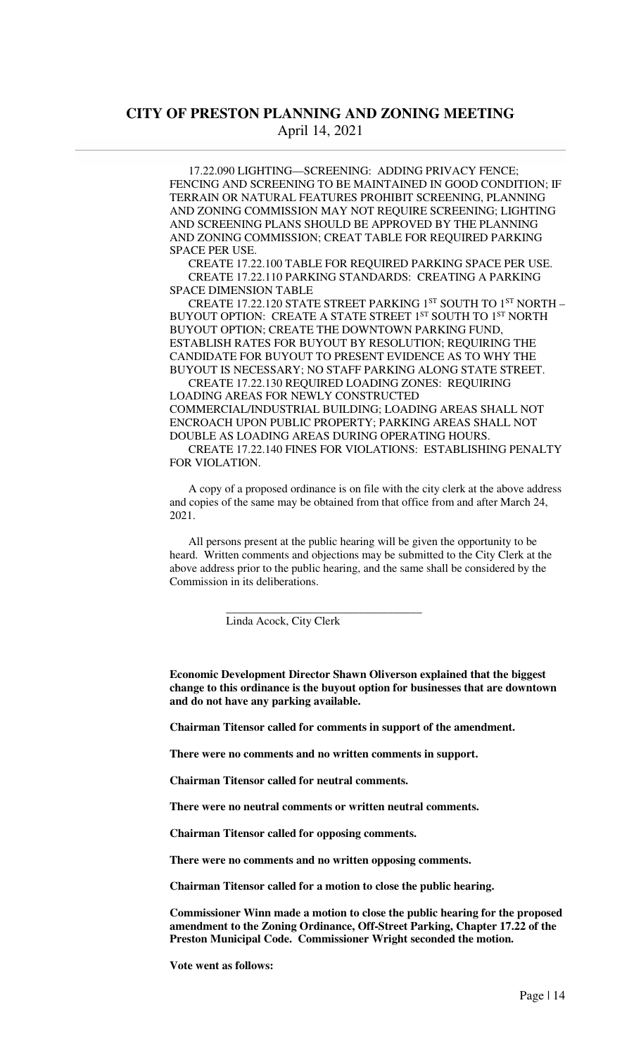17.22.090 LIGHTING—SCREENING: ADDING PRIVACY FENCE; FENCING AND SCREENING TO BE MAINTAINED IN GOOD CONDITION; IF TERRAIN OR NATURAL FEATURES PROHIBIT SCREENING, PLANNING AND ZONING COMMISSION MAY NOT REQUIRE SCREENING; LIGHTING AND SCREENING PLANS SHOULD BE APPROVED BY THE PLANNING AND ZONING COMMISSION; CREAT TABLE FOR REQUIRED PARKING SPACE PER USE.

CREATE 17.22.100 TABLE FOR REQUIRED PARKING SPACE PER USE.

CREATE 17.22.110 PARKING STANDARDS: CREATING A PARKING SPACE DIMENSION TABLE

CREATE 17.22.120 STATE STREET PARKING 1ST SOUTH TO 1ST NORTH – BUYOUT OPTION: CREATE A STATE STREET 1ST SOUTH TO 1ST NORTH BUYOUT OPTION; CREATE THE DOWNTOWN PARKING FUND, ESTABLISH RATES FOR BUYOUT BY RESOLUTION; REQUIRING THE CANDIDATE FOR BUYOUT TO PRESENT EVIDENCE AS TO WHY THE BUYOUT IS NECESSARY; NO STAFF PARKING ALONG STATE STREET.

CREATE 17.22.130 REQUIRED LOADING ZONES: REQUIRING LOADING AREAS FOR NEWLY CONSTRUCTED COMMERCIAL/INDUSTRIAL BUILDING; LOADING AREAS SHALL NOT ENCROACH UPON PUBLIC PROPERTY; PARKING AREAS SHALL NOT DOUBLE AS LOADING AREAS DURING OPERATING HOURS.

CREATE 17.22.140 FINES FOR VIOLATIONS: ESTABLISHING PENALTY FOR VIOLATION.

A copy of a proposed ordinance is on file with the city clerk at the above address and copies of the same may be obtained from that office from and after March 24, 2021.

All persons present at the public hearing will be given the opportunity to be heard. Written comments and objections may be submitted to the City Clerk at the above address prior to the public hearing, and the same shall be considered by the Commission in its deliberations.

\_\_\_\_\_\_\_\_\_\_\_\_\_\_\_\_\_\_\_\_\_\_\_\_\_\_\_\_\_\_\_\_\_\_

Linda Acock, City Clerk

**Economic Development Director Shawn Oliverson explained that the biggest change to this ordinance is the buyout option for businesses that are downtown and do not have any parking available.**

**Chairman Titensor called for comments in support of the amendment.**

**There were no comments and no written comments in support.**

**Chairman Titensor called for neutral comments.**

**There were no neutral comments or written neutral comments.**

**Chairman Titensor called for opposing comments.**

**There were no comments and no written opposing comments.**

**Chairman Titensor called for a motion to close the public hearing.**

**Commissioner Winn made a motion to close the public hearing for the proposed amendment to the Zoning Ordinance, Off-Street Parking, Chapter 17.22 of the Preston Municipal Code. Commissioner Wright seconded the motion.**

**Vote went as follows:**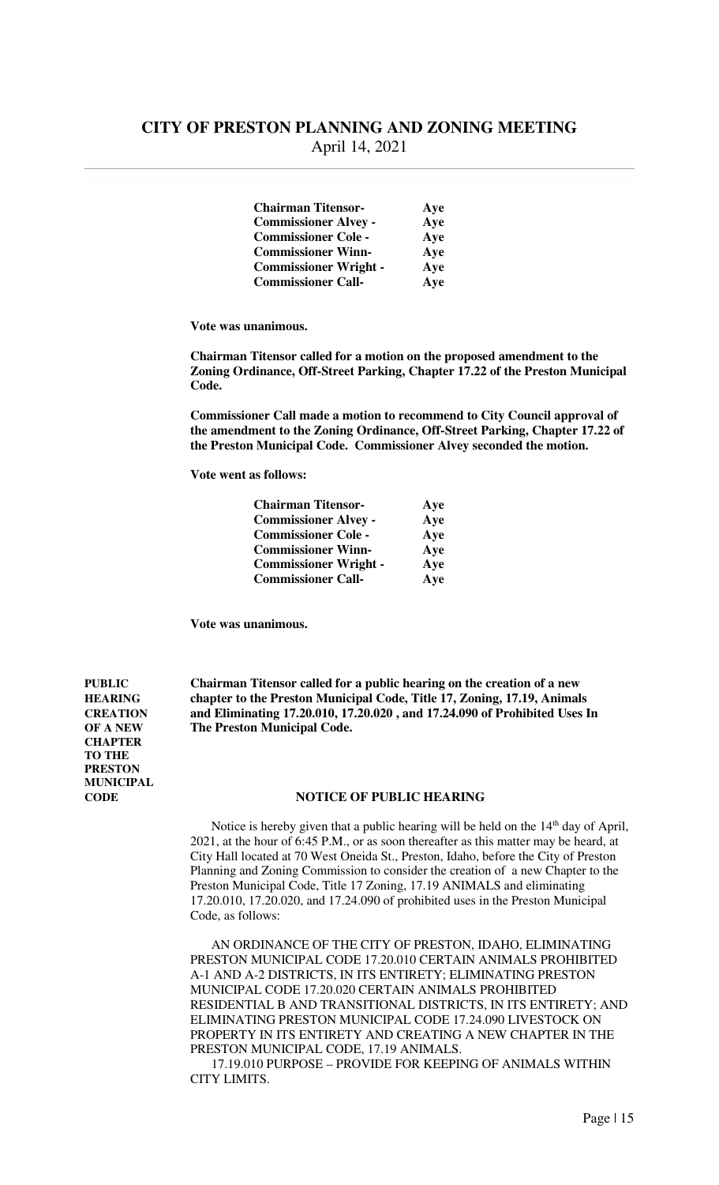| | |
|---|---|
| **Chairman Titensor-** | **Aye** |
| **Commissioner Alvey -** | **Aye** |
| **Commissioner Cole -** | **Aye** |
| **Commissioner Winn-** | **Aye** |
| **Commissioner Wright -** | **Aye** |
| **Commissioner Call-** | **Aye** |

**Vote was unanimous.**

**Chairman Titensor called for a motion on the proposed amendment to the Zoning Ordinance, Off-Street Parking, Chapter 17.22 of the Preston Municipal Code.**

**Commissioner Call made a motion to recommend to City Council approval of the amendment to the Zoning Ordinance, Off-Street Parking, Chapter 17.22 of the Preston Municipal Code. Commissioner Alvey seconded the motion.**

**Vote went as follows:**

| | |
|---|---|
| **Chairman Titensor-** | **Aye** |
| **Commissioner Alvey -** | **Aye** |
| **Commissioner Cole -** | **Aye** |
| **Commissioner Winn-** | **Aye** |
| **Commissioner Wright -** | **Aye** |
| **Commissioner Call-** | **Aye** |

**Vote was unanimous.**

**PUBLIC HEARING CREATION OF A NEW CHAPTER TO THE PRESTON MUNICIPAL CODE**

**Chairman Titensor called for a public hearing on the creation of a new chapter to the Preston Municipal Code, Title 17, Zoning, 17.19, Animals and Eliminating 17.20.010, 17.20.020 , and 17.24.090 of Prohibited Uses In The Preston Municipal Code.**

**NOTICE OF PUBLIC HEARING**

Notice is hereby given that a public hearing will be held on the 14th day of April, 2021, at the hour of 6:45 P.M., or as soon thereafter as this matter may be heard, at City Hall located at 70 West Oneida St., Preston, Idaho, before the City of Preston Planning and Zoning Commission to consider the creation of a new Chapter to the Preston Municipal Code, Title 17 Zoning, 17.19 ANIMALS and eliminating 17.20.010, 17.20.020, and 17.24.090 of prohibited uses in the Preston Municipal Code, as follows:

AN ORDINANCE OF THE CITY OF PRESTON, IDAHO, ELIMINATING PRESTON MUNICIPAL CODE 17.20.010 CERTAIN ANIMALS PROHIBITED A-1 AND A-2 DISTRICTS, IN ITS ENTIRETY; ELIMINATING PRESTON MUNICIPAL CODE 17.20.020 CERTAIN ANIMALS PROHIBITED RESIDENTIAL B AND TRANSITIONAL DISTRICTS, IN ITS ENTIRETY; AND ELIMINATING PRESTON MUNICIPAL CODE 17.24.090 LIVESTOCK ON PROPERTY IN ITS ENTIRETY AND CREATING A NEW CHAPTER IN THE PRESTON MUNICIPAL CODE, 17.19 ANIMALS.

17.19.010 PURPOSE – PROVIDE FOR KEEPING OF ANIMALS WITHIN CITY LIMITS.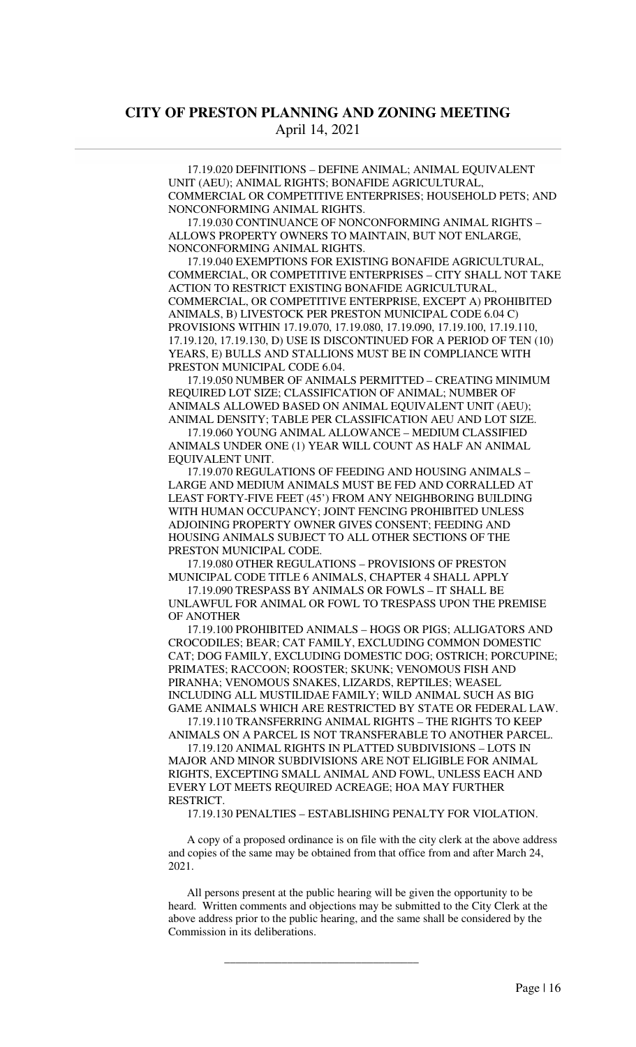17.19.020 DEFINITIONS – DEFINE ANIMAL; ANIMAL EQUIVALENT UNIT (AEU); ANIMAL RIGHTS; BONAFIDE AGRICULTURAL, COMMERCIAL OR COMPETITIVE ENTERPRISES; HOUSEHOLD PETS; AND NONCONFORMING ANIMAL RIGHTS.

17.19.030 CONTINUANCE OF NONCONFORMING ANIMAL RIGHTS – ALLOWS PROPERTY OWNERS TO MAINTAIN, BUT NOT ENLARGE, NONCONFORMING ANIMAL RIGHTS.

17.19.040 EXEMPTIONS FOR EXISTING BONAFIDE AGRICULTURAL, COMMERCIAL, OR COMPETITIVE ENTERPRISES – CITY SHALL NOT TAKE ACTION TO RESTRICT EXISTING BONAFIDE AGRICULTURAL, COMMERCIAL, OR COMPETITIVE ENTERPRISE, EXCEPT A) PROHIBITED ANIMALS, B) LIVESTOCK PER PRESTON MUNICIPAL CODE 6.04 C) PROVISIONS WITHIN 17.19.070, 17.19.080, 17.19.090, 17.19.100, 17.19.110, 17.19.120, 17.19.130, D) USE IS DISCONTINUED FOR A PERIOD OF TEN (10) YEARS, E) BULLS AND STALLIONS MUST BE IN COMPLIANCE WITH PRESTON MUNICIPAL CODE 6.04.

17.19.050 NUMBER OF ANIMALS PERMITTED – CREATING MINIMUM REQUIRED LOT SIZE; CLASSIFICATION OF ANIMAL; NUMBER OF ANIMALS ALLOWED BASED ON ANIMAL EQUIVALENT UNIT (AEU); ANIMAL DENSITY; TABLE PER CLASSIFICATION AEU AND LOT SIZE.

17.19.060 YOUNG ANIMAL ALLOWANCE – MEDIUM CLASSIFIED ANIMALS UNDER ONE (1) YEAR WILL COUNT AS HALF AN ANIMAL EQUIVALENT UNIT.

17.19.070 REGULATIONS OF FEEDING AND HOUSING ANIMALS – LARGE AND MEDIUM ANIMALS MUST BE FED AND CORRALLED AT LEAST FORTY-FIVE FEET (45') FROM ANY NEIGHBORING BUILDING WITH HUMAN OCCUPANCY; JOINT FENCING PROHIBITED UNLESS ADJOINING PROPERTY OWNER GIVES CONSENT; FEEDING AND HOUSING ANIMALS SUBJECT TO ALL OTHER SECTIONS OF THE PRESTON MUNICIPAL CODE.

17.19.080 OTHER REGULATIONS – PROVISIONS OF PRESTON MUNICIPAL CODE TITLE 6 ANIMALS, CHAPTER 4 SHALL APPLY

17.19.090 TRESPASS BY ANIMALS OR FOWLS – IT SHALL BE UNLAWFUL FOR ANIMAL OR FOWL TO TRESPASS UPON THE PREMISE OF ANOTHER

17.19.100 PROHIBITED ANIMALS – HOGS OR PIGS; ALLIGATORS AND CROCODILES; BEAR; CAT FAMILY, EXCLUDING COMMON DOMESTIC CAT; DOG FAMILY, EXCLUDING DOMESTIC DOG; OSTRICH; PORCUPINE; PRIMATES; RACCOON; ROOSTER; SKUNK; VENOMOUS FISH AND PIRANHA; VENOMOUS SNAKES, LIZARDS, REPTILES; WEASEL INCLUDING ALL MUSTILIDAE FAMILY; WILD ANIMAL SUCH AS BIG GAME ANIMALS WHICH ARE RESTRICTED BY STATE OR FEDERAL LAW.

17.19.110 TRANSFERRING ANIMAL RIGHTS – THE RIGHTS TO KEEP ANIMALS ON A PARCEL IS NOT TRANSFERABLE TO ANOTHER PARCEL.

17.19.120 ANIMAL RIGHTS IN PLATTED SUBDIVISIONS – LOTS IN MAJOR AND MINOR SUBDIVISIONS ARE NOT ELIGIBLE FOR ANIMAL RIGHTS, EXCEPTING SMALL ANIMAL AND FOWL, UNLESS EACH AND EVERY LOT MEETS REQUIRED ACREAGE; HOA MAY FURTHER RESTRICT.

17.19.130 PENALTIES – ESTABLISHING PENALTY FOR VIOLATION.

A copy of a proposed ordinance is on file with the city clerk at the above address and copies of the same may be obtained from that office from and after March 24, 2021.

All persons present at the public hearing will be given the opportunity to be heard. Written comments and objections may be submitted to the City Clerk at the above address prior to the public hearing, and the same shall be considered by the Commission in its deliberations.

\_\_\_\_\_\_\_\_\_\_\_\_\_\_\_\_\_\_\_\_\_\_\_\_\_\_\_\_\_\_\_\_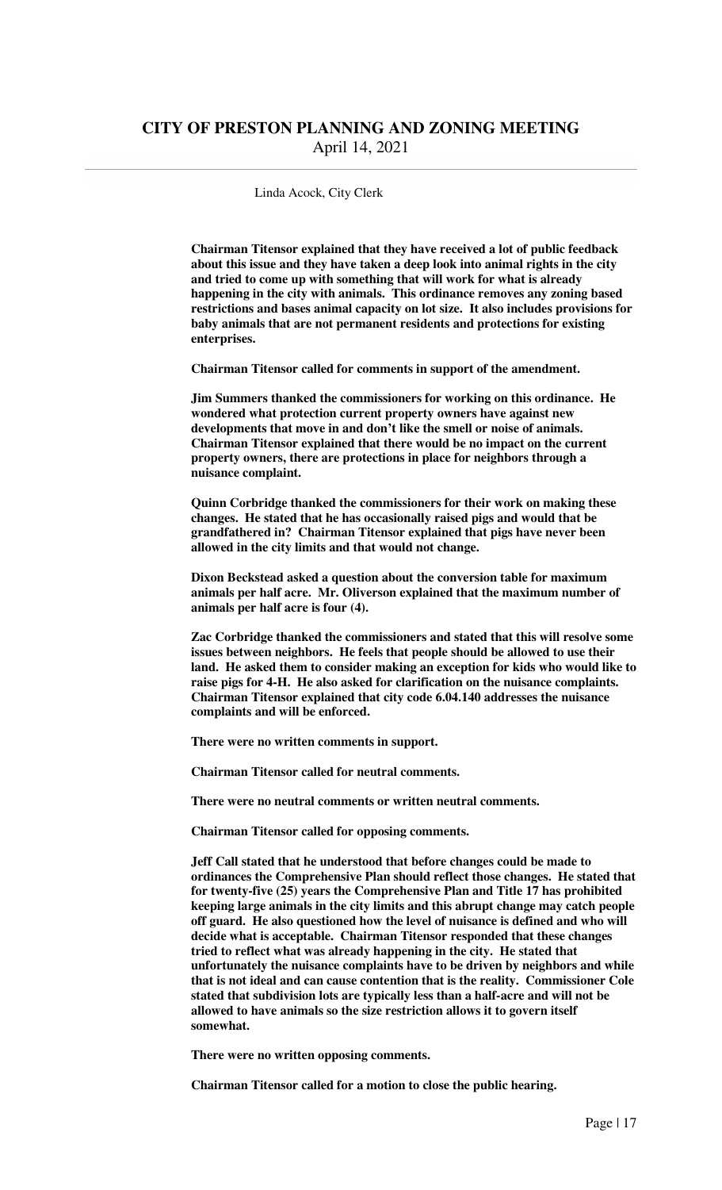**Chairman Titensor explained that they have received a lot of public feedback about this issue and they have taken a deep look into animal rights in the city and tried to come up with something that will work for what is already happening in the city with animals. This ordinance removes any zoning based restrictions and bases animal capacity on lot size. It also includes provisions for baby animals that are not permanent residents and protections for existing enterprises.**

**Chairman Titensor called for comments in support of the amendment.**

**Jim Summers thanked the commissioners for working on this ordinance. He wondered what protection current property owners have against new developments that move in and don't like the smell or noise of animals. Chairman Titensor explained that there would be no impact on the current property owners, there are protections in place for neighbors through a nuisance complaint.**

**Quinn Corbridge thanked the commissioners for their work on making these changes. He stated that he has occasionally raised pigs and would that be grandfathered in? Chairman Titensor explained that pigs have never been allowed in the city limits and that would not change.**

**Dixon Beckstead asked a question about the conversion table for maximum animals per half acre. Mr. Oliverson explained that the maximum number of animals per half acre is four (4).**

**Zac Corbridge thanked the commissioners and stated that this will resolve some issues between neighbors. He feels that people should be allowed to use their land. He asked them to consider making an exception for kids who would like to raise pigs for 4-H. He also asked for clarification on the nuisance complaints. Chairman Titensor explained that city code 6.04.140 addresses the nuisance complaints and will be enforced.**

**There were no written comments in support.**

**Chairman Titensor called for neutral comments.**

**There were no neutral comments or written neutral comments.**

**Chairman Titensor called for opposing comments.**

**Jeff Call stated that he understood that before changes could be made to ordinances the Comprehensive Plan should reflect those changes. He stated that for twenty-five (25) years the Comprehensive Plan and Title 17 has prohibited keeping large animals in the city limits and this abrupt change may catch people off guard. He also questioned how the level of nuisance is defined and who will decide what is acceptable. Chairman Titensor responded that these changes tried to reflect what was already happening in the city. He stated that unfortunately the nuisance complaints have to be driven by neighbors and while that is not ideal and can cause contention that is the reality. Commissioner Cole stated that subdivision lots are typically less than a half-acre and will not be allowed to have animals so the size restriction allows it to govern itself somewhat.**

**There were no written opposing comments.**

**Chairman Titensor called for a motion to close the public hearing.**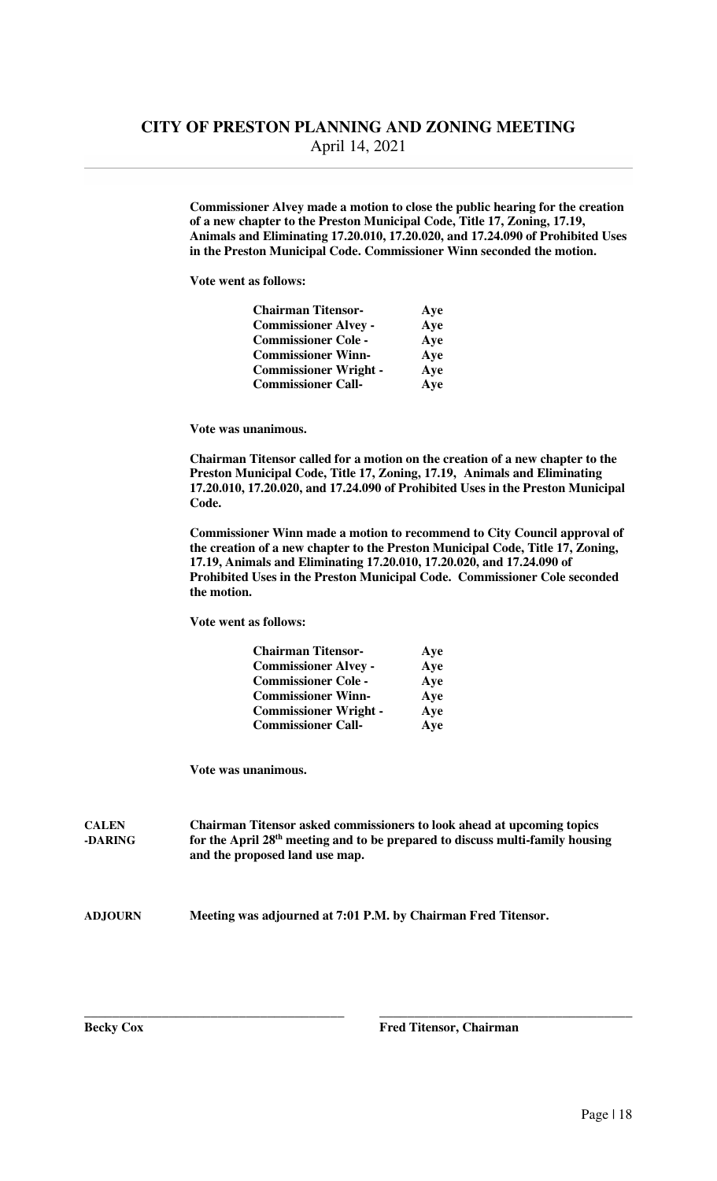**Commissioner Alvey made a motion to close the public hearing for the creation of a new chapter to the Preston Municipal Code, Title 17, Zoning, 17.19, Animals and Eliminating 17.20.010, 17.20.020, and 17.24.090 of Prohibited Uses in the Preston Municipal Code. Commissioner Winn seconded the motion.**

**Vote went as follows:**

| | |
|---|---|
| **Chairman Titensor-** | **Aye** |
| **Commissioner Alvey -** | **Aye** |
| **Commissioner Cole -** | **Aye** |
| **Commissioner Winn-** | **Aye** |
| **Commissioner Wright -** | **Aye** |
| **Commissioner Call-** | **Aye** |

**Vote was unanimous.**

**Chairman Titensor called for a motion on the creation of a new chapter to the Preston Municipal Code, Title 17, Zoning, 17.19, Animals and Eliminating 17.20.010, 17.20.020, and 17.24.090 of Prohibited Uses in the Preston Municipal Code.**

**Commissioner Winn made a motion to recommend to City Council approval of the creation of a new chapter to the Preston Municipal Code, Title 17, Zoning, 17.19, Animals and Eliminating 17.20.010, 17.20.020, and 17.24.090 of Prohibited Uses in the Preston Municipal Code. Commissioner Cole seconded the motion.**

**Vote went as follows:**

| | |
|---|---|
| **Chairman Titensor-** | **Aye** |
| **Commissioner Alvey -** | **Aye** |
| **Commissioner Cole -** | **Aye** |
| **Commissioner Winn-** | **Aye** |
| **Commissioner Wright -** | **Aye** |
| **Commissioner Call-** | **Aye** |

**Vote was unanimous.**

**CALEN -DARING** **Chairman Titensor asked commissioners to look ahead at upcoming topics for the April 28th meeting and to be prepared to discuss multi-family housing and the proposed land use map.**

**ADJOURN** **Meeting was adjourned at 7:01 P.M. by Chairman Fred Titensor.**

\_\_\_\_\_\_\_\_\_\_\_\_\_\_\_\_\_\_\_\_\_\_\_\_\_\_\_\_\_\_\_\_\_\_\_\_\_\_\_\_ \_\_\_\_\_\_\_\_\_\_\_\_\_\_\_\_\_\_\_\_\_\_\_\_\_\_\_\_\_\_\_\_\_\_\_\_\_\_\_\_

**Becky Cox** **Fred Titensor, Chairman**